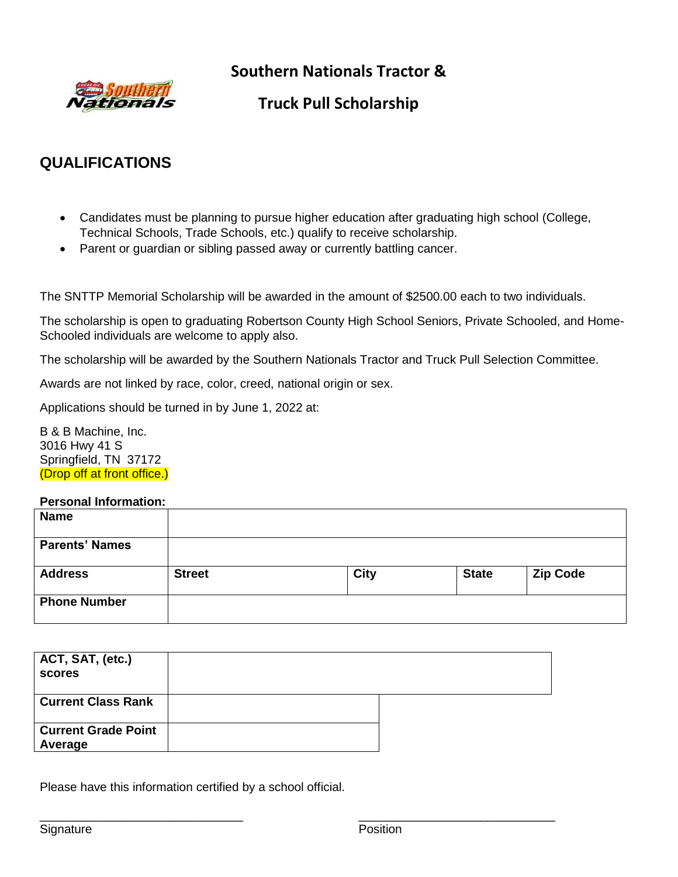# Southern Nationals Tractor & Truck Pull Scholarship

## QUALIFICATIONS

- Candidates must be planning to pursue higher education after graduating high school (College, Technical Schools, Trade Schools, etc.) qualify to receive scholarship.
- Parent or guardian or sibling passed away or currently battling cancer.

The SNTTP Memorial Scholarship will be awarded in the amount of $2500.00 each to two individuals.

The scholarship is open to graduating Robertson County High School Seniors, Private Schooled, and Home-Schooled individuals are welcome to apply also.

The scholarship will be awarded by the Southern Nationals Tractor and Truck Pull Selection Committee.

Awards are not linked by race, color, creed, national origin or sex.

Applications should be turned in by June 1, 2022 at:

B & B Machine, Inc.
3016 Hwy 41 S
Springfield, TN 37172
(Drop off at front office.)

**Personal Information:**

| **Name** | | | | |
|---|---|---|---|---|
| **Parents' Names** | | | | |
| **Address** | **Street** | **City** | **State** | **Zip Code** |
| **Phone Number** | | | | |

| **ACT, SAT, (etc.) scores** | |
|---|---|
| **Current Class Rank** | |
| **Current Grade Point Average** | |

Please have this information certified by a school official.

_______________________________ Signature

_____________________________ Position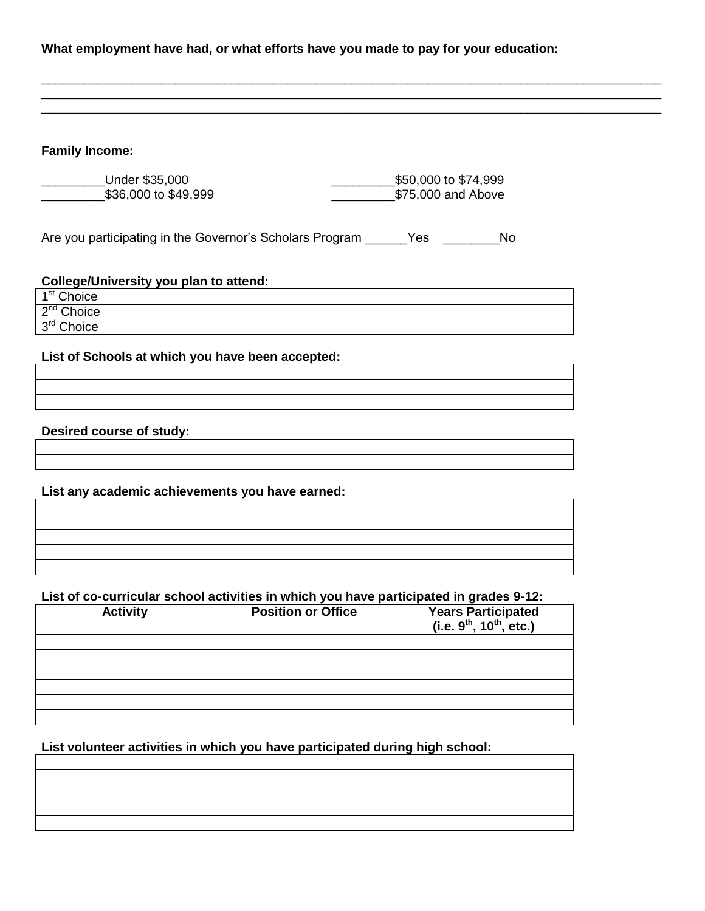**What employment have had, or what efforts have you made to pay for your education:**

______________________________________________________________________________________________
______________________________________________________________________________________________
______________________________________________________________________________________________

**Family Income:**

_________Under $35,000 _________$50,000 to $74,999
_________$36,000 to $49,999 _________$75,000 and Above

Are you participating in the Governor's Scholars Program ______Yes ________No

**College/University you plan to attend:**

| | |
|---|---|
| 1st Choice | |
| 2nd Choice | |
| 3rd Choice | |

**List of Schools at which you have been accepted:**

| |
|---|
| |
| |
| |

**Desired course of study:**

| |
|---|
| |
| |

**List any academic achievements you have earned:**

| |
|---|
| |
| |
| |
| |
| |

**List of co-curricular school activities in which you have participated in grades 9-12:**

| Activity | Position or Office | Years Participated (i.e. 9th, 10th, etc.) |
|---|---|---|
| | | |
| | | |
| | | |
| | | |
| | | |
| | | |

**List volunteer activities in which you have participated during high school:**

| |
|---|
| |
| |
| |
| |
| |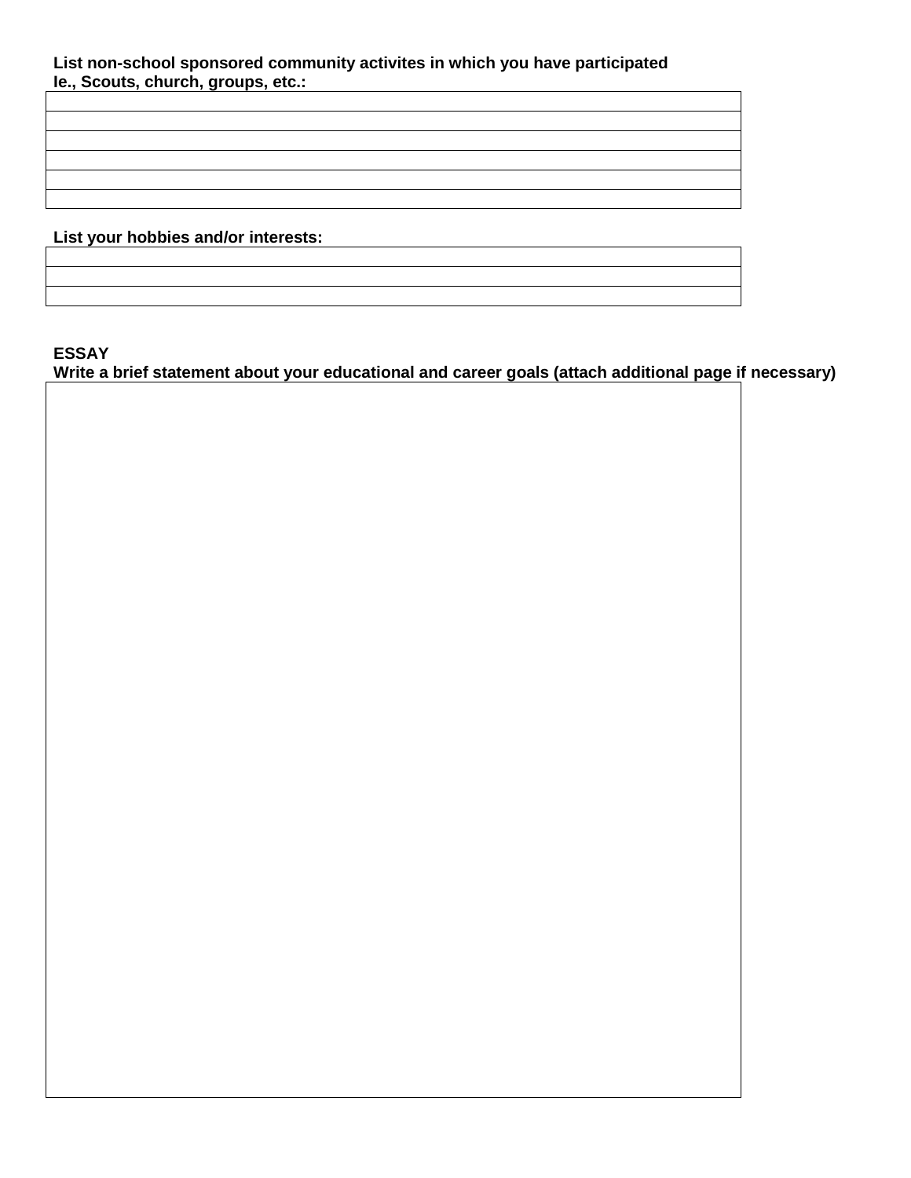**List non-school sponsored community activites in which you have participated Ie., Scouts, church, groups, etc.:**

| |
|---|
| |
| |
| |
| |
| |
| |

**List your hobbies and/or interests:**

| |
|---|
| |
| |
| |

**ESSAY**

**Write a brief statement about your educational and career goals (attach additional page if necessary)**

| |
|---|
| |